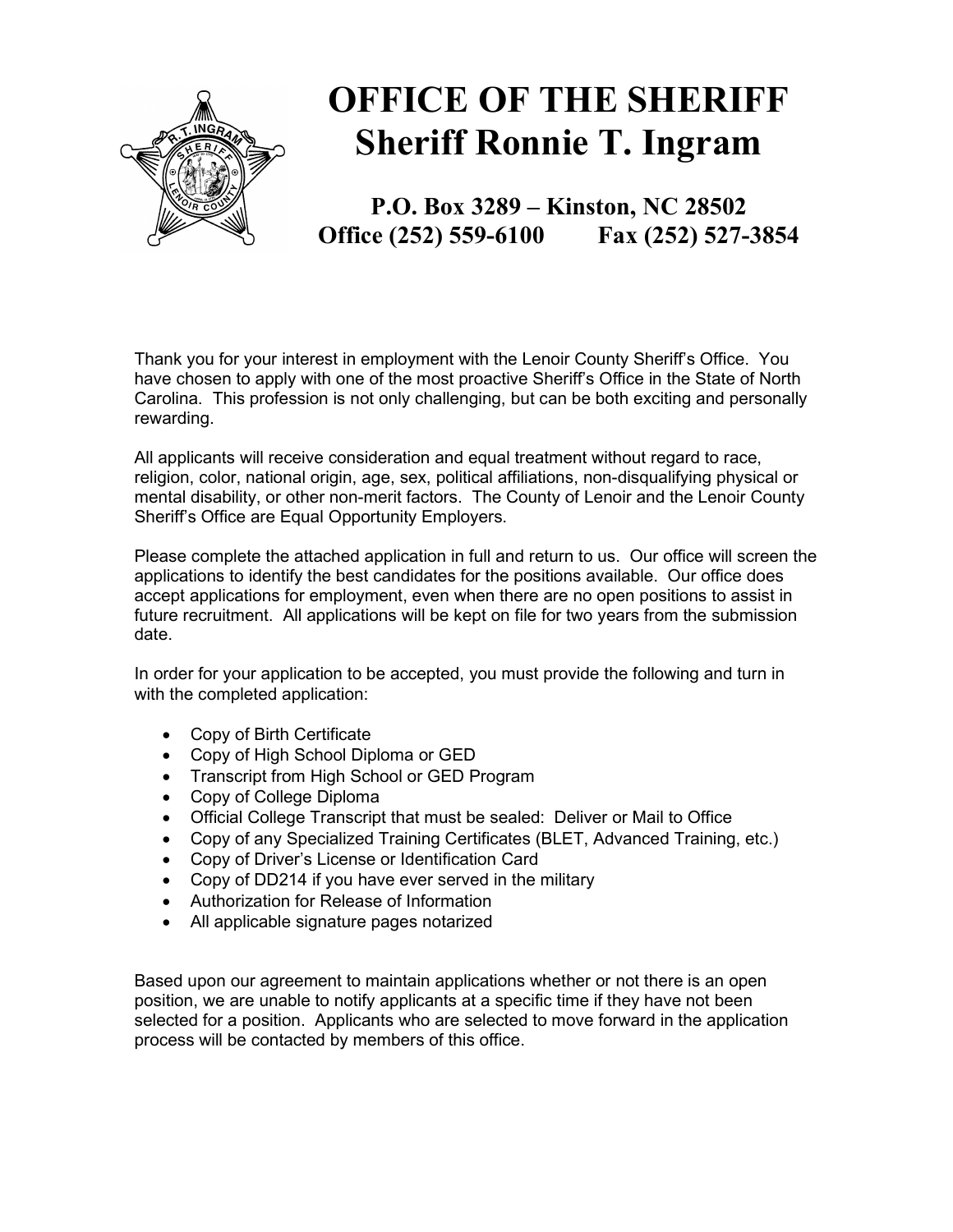# OFFICE OF THE SHERIFF
# Sheriff Ronnie T. Ingram

**P.O. Box 3289 – Kinston, NC 28502**
**Office (252) 559-6100 Fax (252) 527-3854**

Thank you for your interest in employment with the Lenoir County Sheriff's Office. You have chosen to apply with one of the most proactive Sheriff's Office in the State of North Carolina. This profession is not only challenging, but can be both exciting and personally rewarding.

All applicants will receive consideration and equal treatment without regard to race, religion, color, national origin, age, sex, political affiliations, non-disqualifying physical or mental disability, or other non-merit factors. The County of Lenoir and the Lenoir County Sheriff's Office are Equal Opportunity Employers.

Please complete the attached application in full and return to us. Our office will screen the applications to identify the best candidates for the positions available. Our office does accept applications for employment, even when there are no open positions to assist in future recruitment. All applications will be kept on file for two years from the submission date.

In order for your application to be accepted, you must provide the following and turn in with the completed application:

- Copy of Birth Certificate
- Copy of High School Diploma or GED
- Transcript from High School or GED Program
- Copy of College Diploma
- Official College Transcript that must be sealed: Deliver or Mail to Office
- Copy of any Specialized Training Certificates (BLET, Advanced Training, etc.)
- Copy of Driver's License or Identification Card
- Copy of DD214 if you have ever served in the military
- Authorization for Release of Information
- All applicable signature pages notarized

Based upon our agreement to maintain applications whether or not there is an open position, we are unable to notify applicants at a specific time if they have not been selected for a position. Applicants who are selected to move forward in the application process will be contacted by members of this office.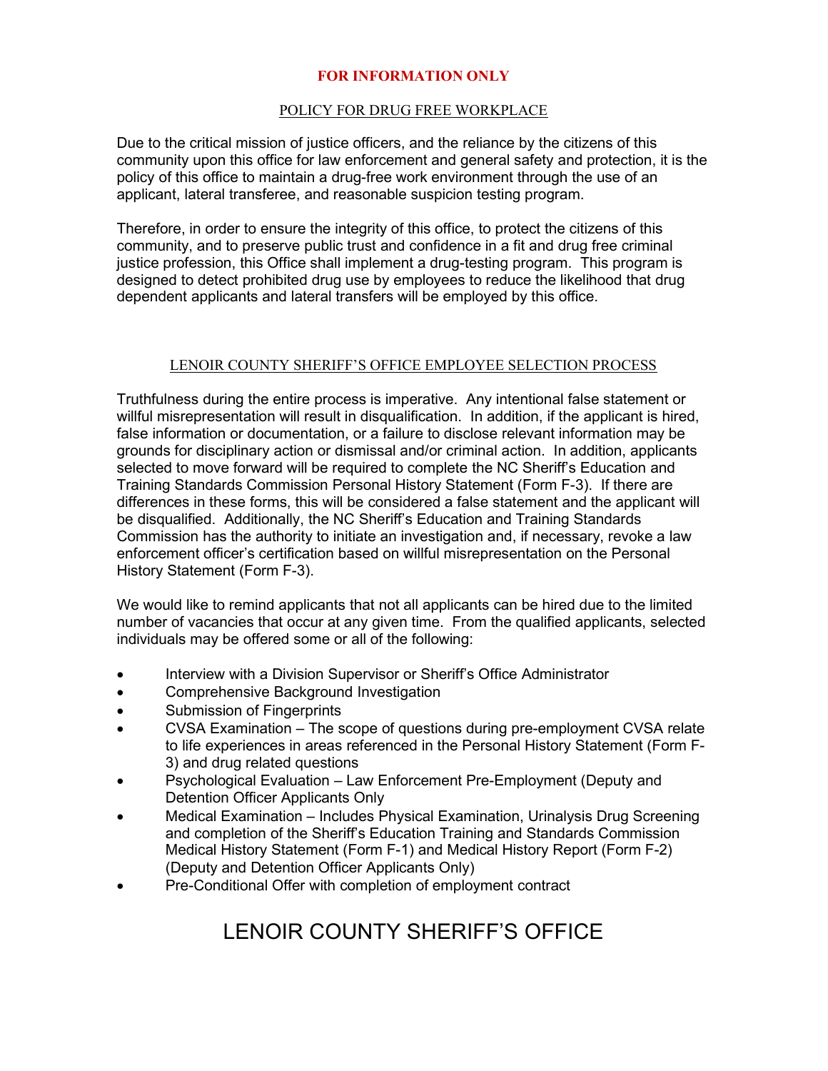**FOR INFORMATION ONLY**

## POLICY FOR DRUG FREE WORKPLACE

Due to the critical mission of justice officers, and the reliance by the citizens of this community upon this office for law enforcement and general safety and protection, it is the policy of this office to maintain a drug-free work environment through the use of an applicant, lateral transferee, and reasonable suspicion testing program.

Therefore, in order to ensure the integrity of this office, to protect the citizens of this community, and to preserve public trust and confidence in a fit and drug free criminal justice profession, this Office shall implement a drug-testing program. This program is designed to detect prohibited drug use by employees to reduce the likelihood that drug dependent applicants and lateral transfers will be employed by this office.

## LENOIR COUNTY SHERIFF'S OFFICE EMPLOYEE SELECTION PROCESS

Truthfulness during the entire process is imperative. Any intentional false statement or willful misrepresentation will result in disqualification. In addition, if the applicant is hired, false information or documentation, or a failure to disclose relevant information may be grounds for disciplinary action or dismissal and/or criminal action. In addition, applicants selected to move forward will be required to complete the NC Sheriff's Education and Training Standards Commission Personal History Statement (Form F-3). If there are differences in these forms, this will be considered a false statement and the applicant will be disqualified. Additionally, the NC Sheriff's Education and Training Standards Commission has the authority to initiate an investigation and, if necessary, revoke a law enforcement officer's certification based on willful misrepresentation on the Personal History Statement (Form F-3).

We would like to remind applicants that not all applicants can be hired due to the limited number of vacancies that occur at any given time. From the qualified applicants, selected individuals may be offered some or all of the following:

- Interview with a Division Supervisor or Sheriff's Office Administrator
- Comprehensive Background Investigation
- Submission of Fingerprints
- CVSA Examination – The scope of questions during pre-employment CVSA relate to life experiences in areas referenced in the Personal History Statement (Form F-3) and drug related questions
- Psychological Evaluation – Law Enforcement Pre-Employment (Deputy and Detention Officer Applicants Only
- Medical Examination – Includes Physical Examination, Urinalysis Drug Screening and completion of the Sheriff's Education Training and Standards Commission Medical History Statement (Form F-1) and Medical History Report (Form F-2) (Deputy and Detention Officer Applicants Only)
- Pre-Conditional Offer with completion of employment contract

# LENOIR COUNTY SHERIFF'S OFFICE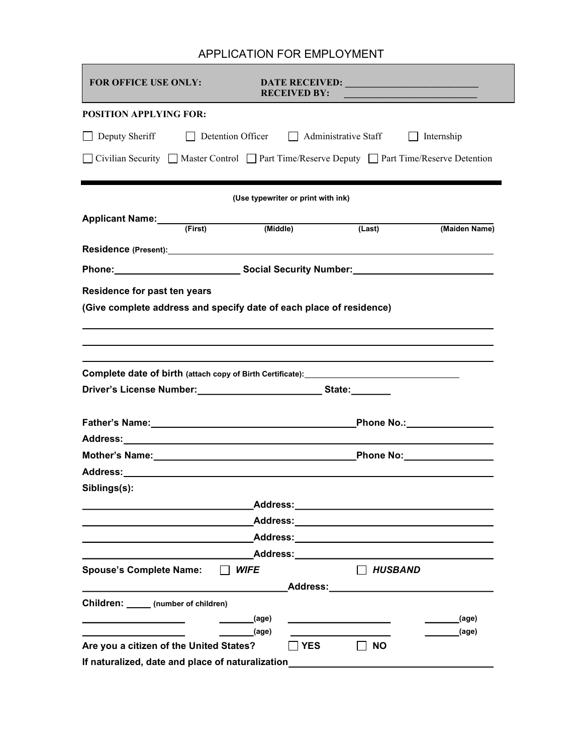# APPLICATION FOR EMPLOYMENT

| **FOR OFFICE USE ONLY:** | **DATE RECEIVED:** ___________________________ |
|---|---|
| | **RECEIVED BY:** ___________________________ |

**POSITION APPLYING FOR:**

☐ Deputy Sheriff ☐ Detention Officer ☐ Administrative Staff ☐ Internship

☐ Civilian Security ☐ Master Control ☐ Part Time/Reserve Deputy ☐ Part Time/Reserve Detention

---

**(Use typewriter or print with ink)**

**Applicant Name:** ________________________________________________________________
**(First)** **(Middle)** **(Last)** **(Maiden Name)**

**Residence (Present):** ________________________________________________________________

**Phone:** ________________________ **Social Security Number:** ________________________

**Residence for past ten years**

**(Give complete address and specify date of each place of residence)**

________________________________________________________________

________________________________________________________________

________________________________________________________________

**Complete date of birth (attach copy of Birth Certificate):** ________________________________

**Driver's License Number:** ________________________ **State:** ________

**Father's Name:** ________________________________________ **Phone No.:** ________________

**Address:** ________________________________________________________________

**Mother's Name:** ________________________________________ **Phone No:** ________________

**Address:** ________________________________________________________________

**Siblings(s):**

________________________________ **Address:** ________________________________________

________________________________ **Address:** ________________________________________

________________________________ **Address:** ________________________________________

________________________________ **Address:** ________________________________________

**Spouse's Complete Name:** ☐ ***WIFE*** ☐ ***HUSBAND***

________________________________________ **Address:** ________________________________

**Children:** _____ **(number of children)**

____________________ _______**(age)** ____________________ _______**(age)**

____________________ _______**(age)** ____________________ _______**(age)**

**Are you a citizen of the United States?** ☐ **YES** ☐ **NO**

**If naturalized, date and place of naturalization** ________________________________________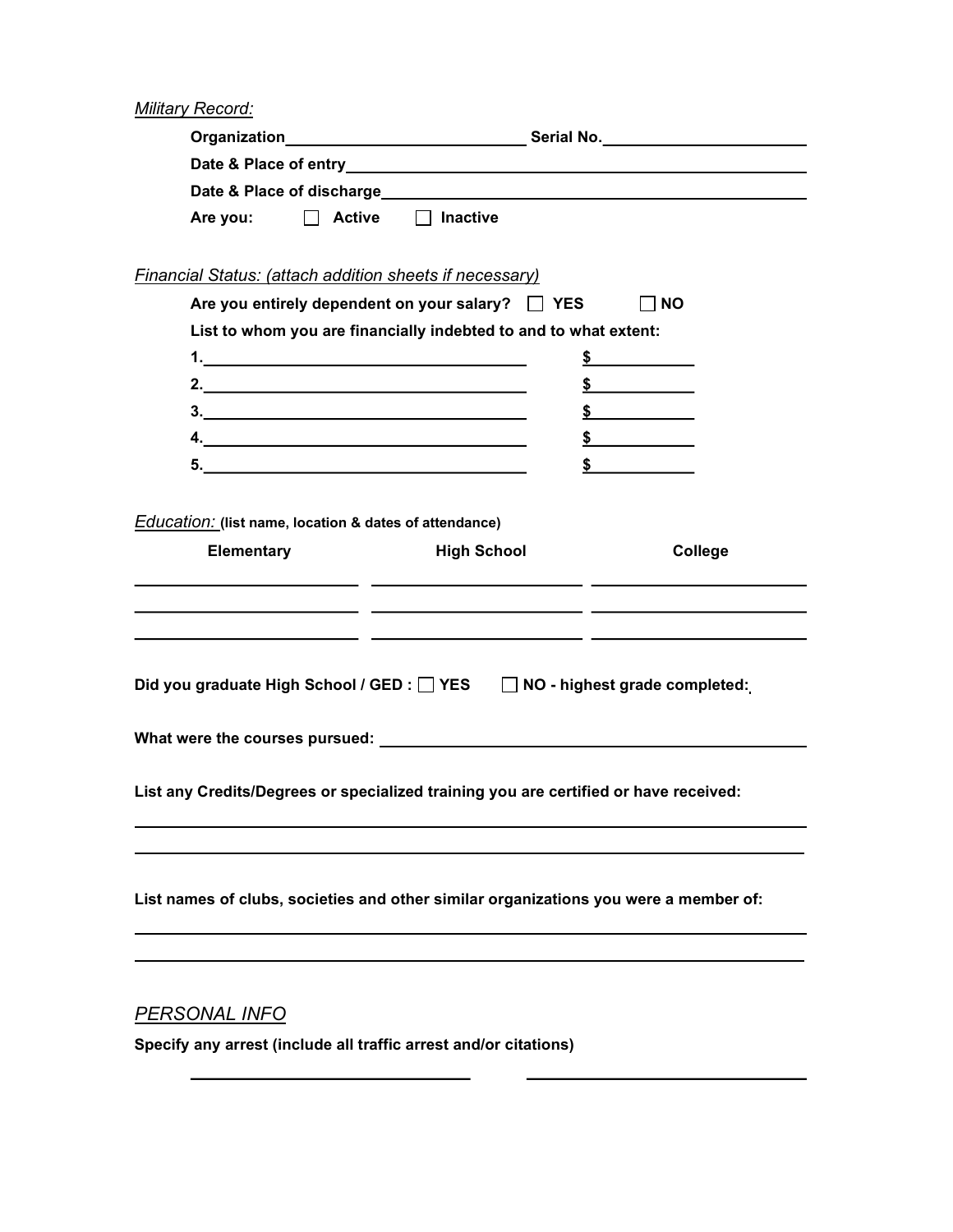*Military Record:*

**Organization**\_\_\_\_\_\_\_\_\_\_\_\_\_\_\_\_\_\_\_\_\_\_\_\_\_\_ **Serial No.**\_\_\_\_\_\_\_\_\_\_\_\_\_\_\_\_\_\_\_\_\_\_

**Date & Place of entry**\_\_\_\_\_\_\_\_\_\_\_\_\_\_\_\_\_\_\_\_\_\_\_\_\_\_\_\_\_\_\_\_\_\_\_\_\_\_\_\_\_\_\_\_

**Date & Place of discharge**\_\_\_\_\_\_\_\_\_\_\_\_\_\_\_\_\_\_\_\_\_\_\_\_\_\_\_\_\_\_\_\_\_\_\_\_\_\_\_\_\_

**Are you:** ☐ **Active** ☐ **Inactive**

*Financial Status: (attach addition sheets if necessary)*

**Are you entirely dependent on your salary?** ☐ **YES** ☐ **NO**

**List to whom you are financially indebted to and to what extent:**

**1.**\_\_\_\_\_\_\_\_\_\_\_\_\_\_\_\_\_\_\_\_\_\_\_\_\_\_\_\_\_\_\_\_\_\_\_ **$**\_\_\_\_\_\_\_\_\_\_\_

**2.**\_\_\_\_\_\_\_\_\_\_\_\_\_\_\_\_\_\_\_\_\_\_\_\_\_\_\_\_\_\_\_\_\_\_\_ **$**\_\_\_\_\_\_\_\_\_\_\_

**3.**\_\_\_\_\_\_\_\_\_\_\_\_\_\_\_\_\_\_\_\_\_\_\_\_\_\_\_\_\_\_\_\_\_\_\_ **$**\_\_\_\_\_\_\_\_\_\_\_

**4.**\_\_\_\_\_\_\_\_\_\_\_\_\_\_\_\_\_\_\_\_\_\_\_\_\_\_\_\_\_\_\_\_\_\_\_ **$**\_\_\_\_\_\_\_\_\_\_\_

**5.**\_\_\_\_\_\_\_\_\_\_\_\_\_\_\_\_\_\_\_\_\_\_\_\_\_\_\_\_\_\_\_\_\_\_\_ **$**\_\_\_\_\_\_\_\_\_\_\_

*Education:* **(list name, location & dates of attendance)**

| Elementary | High School | College |
|---|---|---|
| | | |
| | | |
| | | |

**Did you graduate High School / GED :** ☐ **YES** ☐ **NO - highest grade completed:**

**What were the courses pursued:** \_\_\_\_\_\_\_\_\_\_\_\_\_\_\_\_\_\_\_\_\_\_\_\_\_\_\_\_\_\_\_\_\_\_\_\_\_\_\_\_\_\_\_\_

**List any Credits/Degrees or specialized training you are certified or have received:**

\_\_\_\_\_\_\_\_\_\_\_\_\_\_\_\_\_\_\_\_\_\_\_\_\_\_\_\_\_\_\_\_\_\_\_\_\_\_\_\_\_\_\_\_\_\_\_\_\_\_\_\_\_\_\_\_\_\_\_\_\_\_\_\_\_\_\_\_\_\_\_\_

\_\_\_\_\_\_\_\_\_\_\_\_\_\_\_\_\_\_\_\_\_\_\_\_\_\_\_\_\_\_\_\_\_\_\_\_\_\_\_\_\_\_\_\_\_\_\_\_\_\_\_\_\_\_\_\_\_\_\_\_\_\_\_\_\_\_\_\_\_\_\_\_

**List names of clubs, societies and other similar organizations you were a member of:**

\_\_\_\_\_\_\_\_\_\_\_\_\_\_\_\_\_\_\_\_\_\_\_\_\_\_\_\_\_\_\_\_\_\_\_\_\_\_\_\_\_\_\_\_\_\_\_\_\_\_\_\_\_\_\_\_\_\_\_\_\_\_\_\_\_\_\_\_\_\_\_\_

\_\_\_\_\_\_\_\_\_\_\_\_\_\_\_\_\_\_\_\_\_\_\_\_\_\_\_\_\_\_\_\_\_\_\_\_\_\_\_\_\_\_\_\_\_\_\_\_\_\_\_\_\_\_\_\_\_\_\_\_\_\_\_\_\_\_\_\_\_\_\_\_

## *PERSONAL INFO*

**Specify any arrest (include all traffic arrest and/or citations)**

\_\_\_\_\_\_\_\_\_\_\_\_\_\_\_\_\_\_\_\_\_\_\_\_\_\_\_\_\_\_\_ \_\_\_\_\_\_\_\_\_\_\_\_\_\_\_\_\_\_\_\_\_\_\_\_\_\_\_\_\_\_\_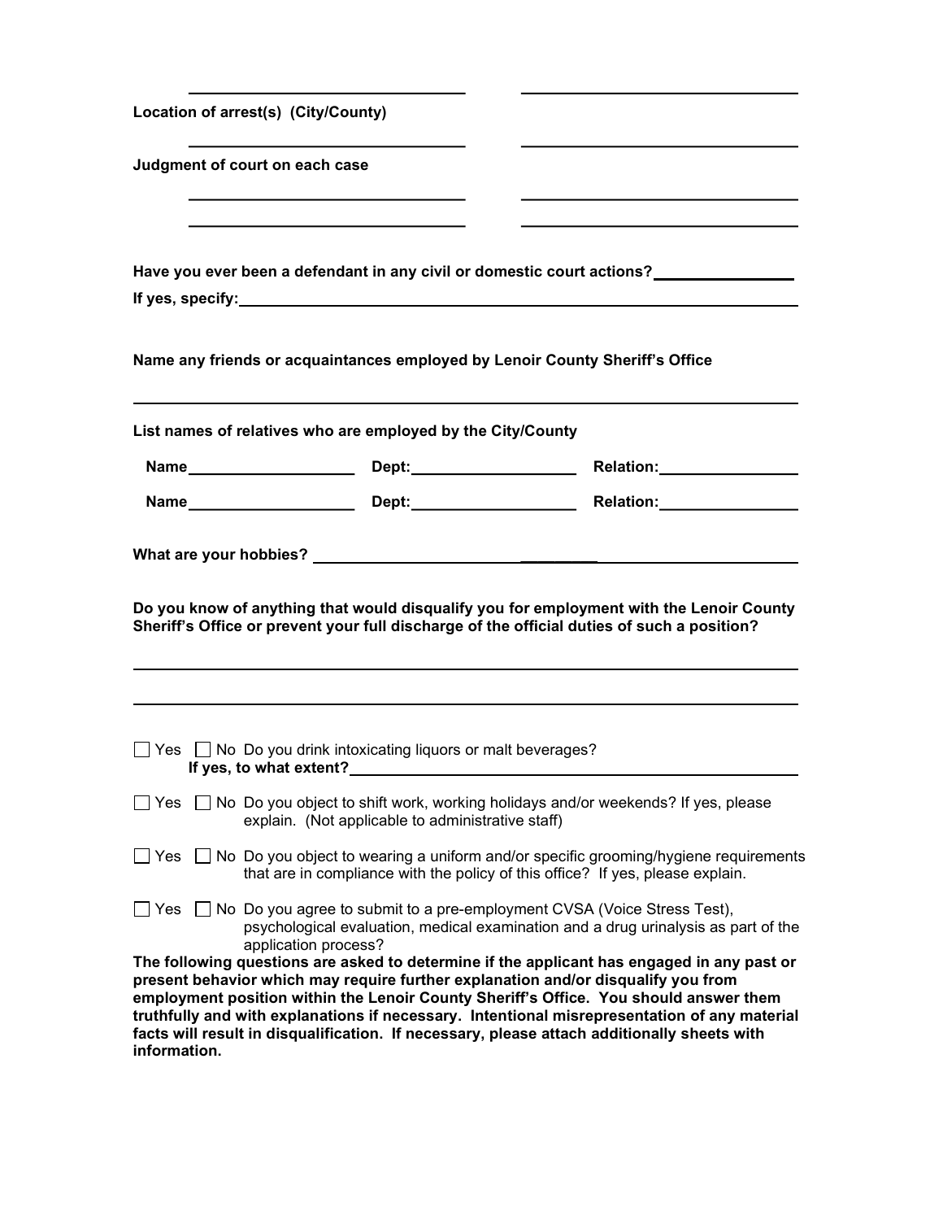_______________________________ _______________________________

**Location of arrest(s) (City/County)**

_______________________________ _______________________________

**Judgment of court on each case**

_______________________________ _______________________________

_______________________________ _______________________________

**Have you ever been a defendant in any civil or domestic court actions?**________________

**If yes, specify:**_________________________________________________________________

**Name any friends or acquaintances employed by Lenoir County Sheriff's Office**

_____________________________________________________________________________

**List names of relatives who are employed by the City/County**

**Name**__________________ **Dept:**__________________ **Relation:**________________

**Name**__________________ **Dept:**__________________ **Relation:**________________

**What are your hobbies?** _______________________________________________________

**Do you know of anything that would disqualify you for employment with the Lenoir County Sheriff's Office or prevent your full discharge of the official duties of such a position?**

_____________________________________________________________________________

_____________________________________________________________________________

☐ Yes ☐ No Do you drink intoxicating liquors or malt beverages?
**If yes, to what extent?**_______________________________________________

☐ Yes ☐ No Do you object to shift work, working holidays and/or weekends? If yes, please explain. (Not applicable to administrative staff)

☐ Yes ☐ No Do you object to wearing a uniform and/or specific grooming/hygiene requirements that are in compliance with the policy of this office? If yes, please explain.

☐ Yes ☐ No Do you agree to submit to a pre-employment CVSA (Voice Stress Test), psychological evaluation, medical examination and a drug urinalysis as part of the application process?

**The following questions are asked to determine if the applicant has engaged in any past or present behavior which may require further explanation and/or disqualify you from employment position within the Lenoir County Sheriff's Office. You should answer them truthfully and with explanations if necessary. Intentional misrepresentation of any material facts will result in disqualification. If necessary, please attach additionally sheets with information.**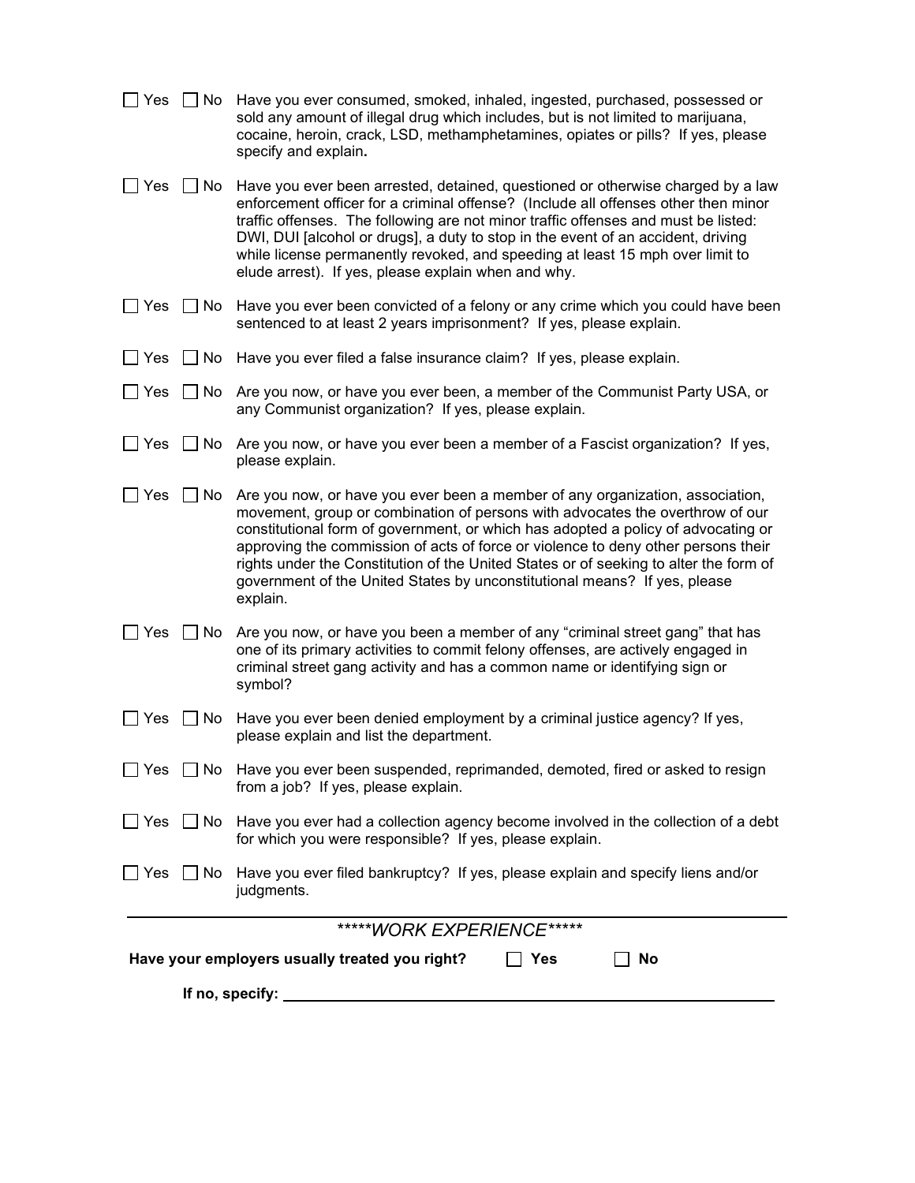☐ Yes ☐ No Have you ever consumed, smoked, inhaled, ingested, purchased, possessed or sold any amount of illegal drug which includes, but is not limited to marijuana, cocaine, heroin, crack, LSD, methamphetamines, opiates or pills? If yes, please specify and explain**.**

☐ Yes ☐ No Have you ever been arrested, detained, questioned or otherwise charged by a law enforcement officer for a criminal offense? (Include all offenses other then minor traffic offenses. The following are not minor traffic offenses and must be listed: DWI, DUI [alcohol or drugs], a duty to stop in the event of an accident, driving while license permanently revoked, and speeding at least 15 mph over limit to elude arrest). If yes, please explain when and why.

☐ Yes ☐ No Have you ever been convicted of a felony or any crime which you could have been sentenced to at least 2 years imprisonment? If yes, please explain.

☐ Yes ☐ No Have you ever filed a false insurance claim? If yes, please explain.

☐ Yes ☐ No Are you now, or have you ever been, a member of the Communist Party USA, or any Communist organization? If yes, please explain.

☐ Yes ☐ No Are you now, or have you ever been a member of a Fascist organization? If yes, please explain.

☐ Yes ☐ No Are you now, or have you ever been a member of any organization, association, movement, group or combination of persons with advocates the overthrow of our constitutional form of government, or which has adopted a policy of advocating or approving the commission of acts of force or violence to deny other persons their rights under the Constitution of the United States or of seeking to alter the form of government of the United States by unconstitutional means? If yes, please explain.

☐ Yes ☐ No Are you now, or have you been a member of any "criminal street gang" that has one of its primary activities to commit felony offenses, are actively engaged in criminal street gang activity and has a common name or identifying sign or symbol?

☐ Yes ☐ No Have you ever been denied employment by a criminal justice agency? If yes, please explain and list the department.

☐ Yes ☐ No Have you ever been suspended, reprimanded, demoted, fired or asked to resign from a job? If yes, please explain.

☐ Yes ☐ No Have you ever had a collection agency become involved in the collection of a debt for which you were responsible? If yes, please explain.

☐ Yes ☐ No Have you ever filed bankruptcy? If yes, please explain and specify liens and/or judgments.

---

## *****WORK EXPERIENCE*****

**Have your employers usually treated you right?** ☐ **Yes** ☐ **No**

**If no, specify:** ____________________________________________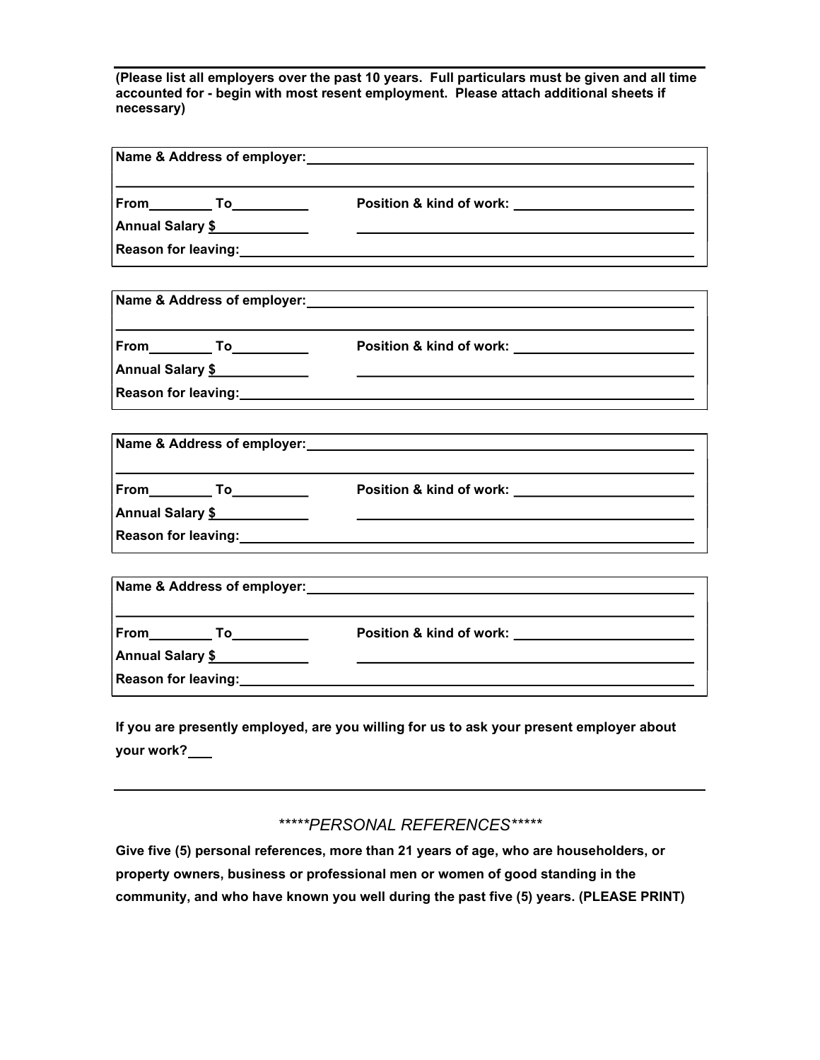**(Please list all employers over the past 10 years. Full particulars must be given and all time accounted for - begin with most resent employment. Please attach additional sheets if necessary)**

---

**Name & Address of employer:** ______________________________________________

________________________________________________________________________

**From**________ **To**__________     **Position & kind of work:** ______________________

**Annual Salary $**____________     ______________________________________________

**Reason for leaving:** ____________________________________________________

---

**Name & Address of employer:** ______________________________________________

________________________________________________________________________

**From**________ **To**__________     **Position & kind of work:** ______________________

**Annual Salary $**____________     ______________________________________________

**Reason for leaving:** ____________________________________________________

---

**Name & Address of employer:** ______________________________________________

________________________________________________________________________

**From**________ **To**__________     **Position & kind of work:** ______________________

**Annual Salary $**____________     ______________________________________________

**Reason for leaving:** ____________________________________________________

---

**Name & Address of employer:** ______________________________________________

________________________________________________________________________

**From**________ **To**__________     **Position & kind of work:** ______________________

**Annual Salary $**____________     ______________________________________________

**Reason for leaving:** ____________________________________________________

---

**If you are presently employed, are you willing for us to ask your present employer about your work?**___

---

## *\*\*\*\*\*PERSONAL REFERENCES\*\*\*\*\**

**Give five (5) personal references, more than 21 years of age, who are householders, or property owners, business or professional men or women of good standing in the community, and who have known you well during the past five (5) years. (PLEASE PRINT)**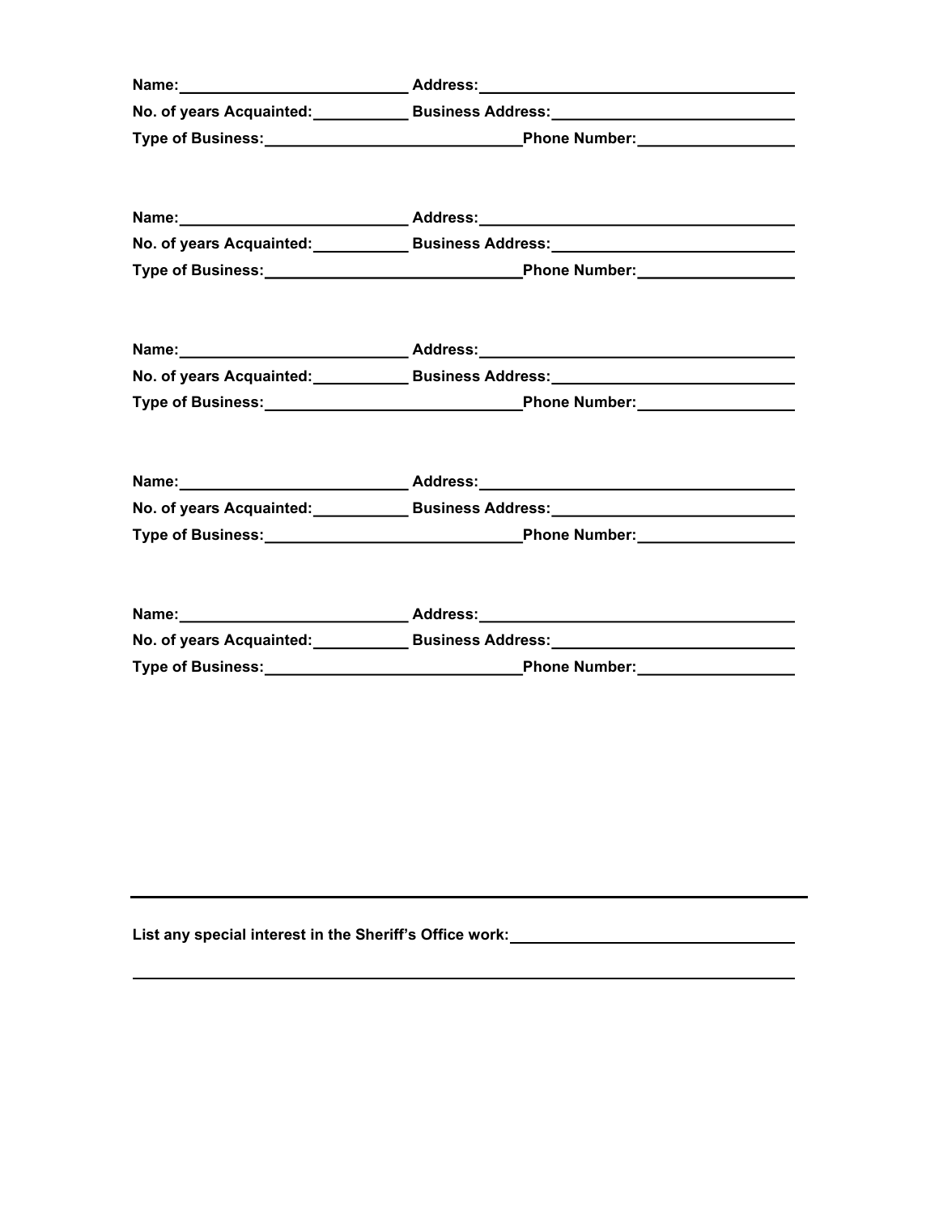**Name:** ________________________ **Address:** __________________________________
**No. of years Acquainted:** __________ **Business Address:** ________________________
**Type of Business:** ____________________________ **Phone Number:** ________________

**Name:** ________________________ **Address:** __________________________________
**No. of years Acquainted:** __________ **Business Address:** ________________________
**Type of Business:** ____________________________ **Phone Number:** ________________

**Name:** ________________________ **Address:** __________________________________
**No. of years Acquainted:** __________ **Business Address:** ________________________
**Type of Business:** ____________________________ **Phone Number:** ________________

**Name:** ________________________ **Address:** __________________________________
**No. of years Acquainted:** __________ **Business Address:** ________________________
**Type of Business:** ____________________________ **Phone Number:** ________________

**Name:** ________________________ **Address:** __________________________________
**No. of years Acquainted:** __________ **Business Address:** ________________________
**Type of Business:** ____________________________ **Phone Number:** ________________

---

**List any special interest in the Sheriff's Office work:** ______________________________

_________________________________________________________________________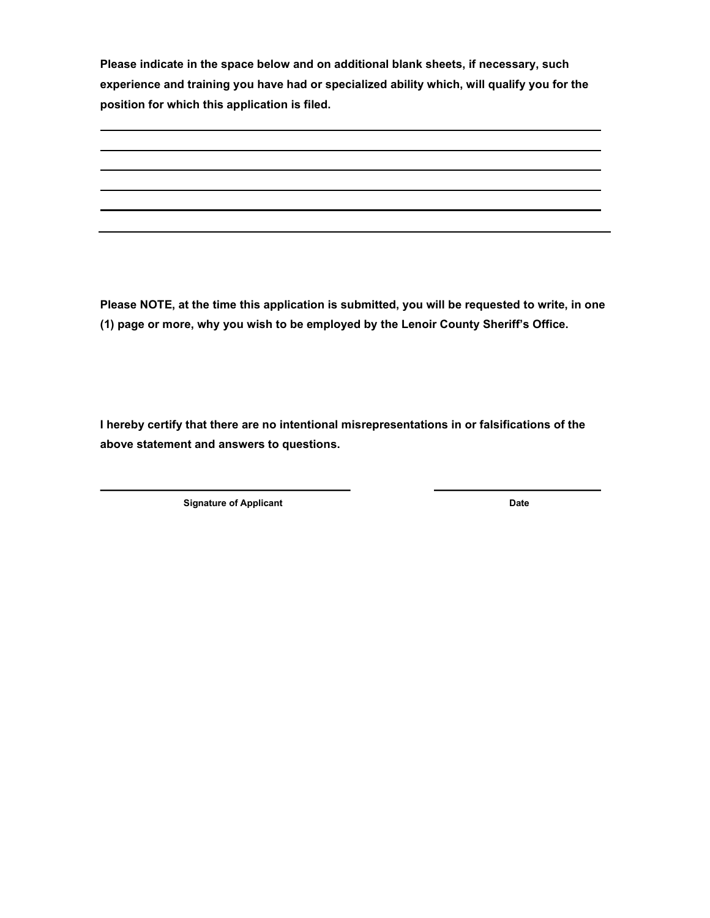**Please indicate in the space below and on additional blank sheets, if necessary, such experience and training you have had or specialized ability which, will qualify you for the position for which this application is filed.**

______________________________________________________________________________

______________________________________________________________________________

______________________________________________________________________________

______________________________________________________________________________

______________________________________________________________________________

______________________________________________________________________________

**Please NOTE, at the time this application is submitted, you will be requested to write, in one (1) page or more, why you wish to be employed by the Lenoir County Sheriff's Office.**

**I hereby certify that there are no intentional misrepresentations in or falsifications of the above statement and answers to questions.**

________________________________________ &nbsp;&nbsp;&nbsp;&nbsp;&nbsp;&nbsp;&nbsp;&nbsp; ___________________________

**Signature of Applicant** &nbsp;&nbsp;&nbsp;&nbsp;&nbsp;&nbsp;&nbsp;&nbsp;&nbsp;&nbsp;&nbsp;&nbsp;&nbsp;&nbsp;&nbsp;&nbsp;&nbsp;&nbsp;&nbsp;&nbsp;&nbsp;&nbsp;&nbsp;&nbsp;&nbsp;&nbsp;&nbsp;&nbsp;&nbsp;&nbsp;&nbsp;&nbsp; **Date**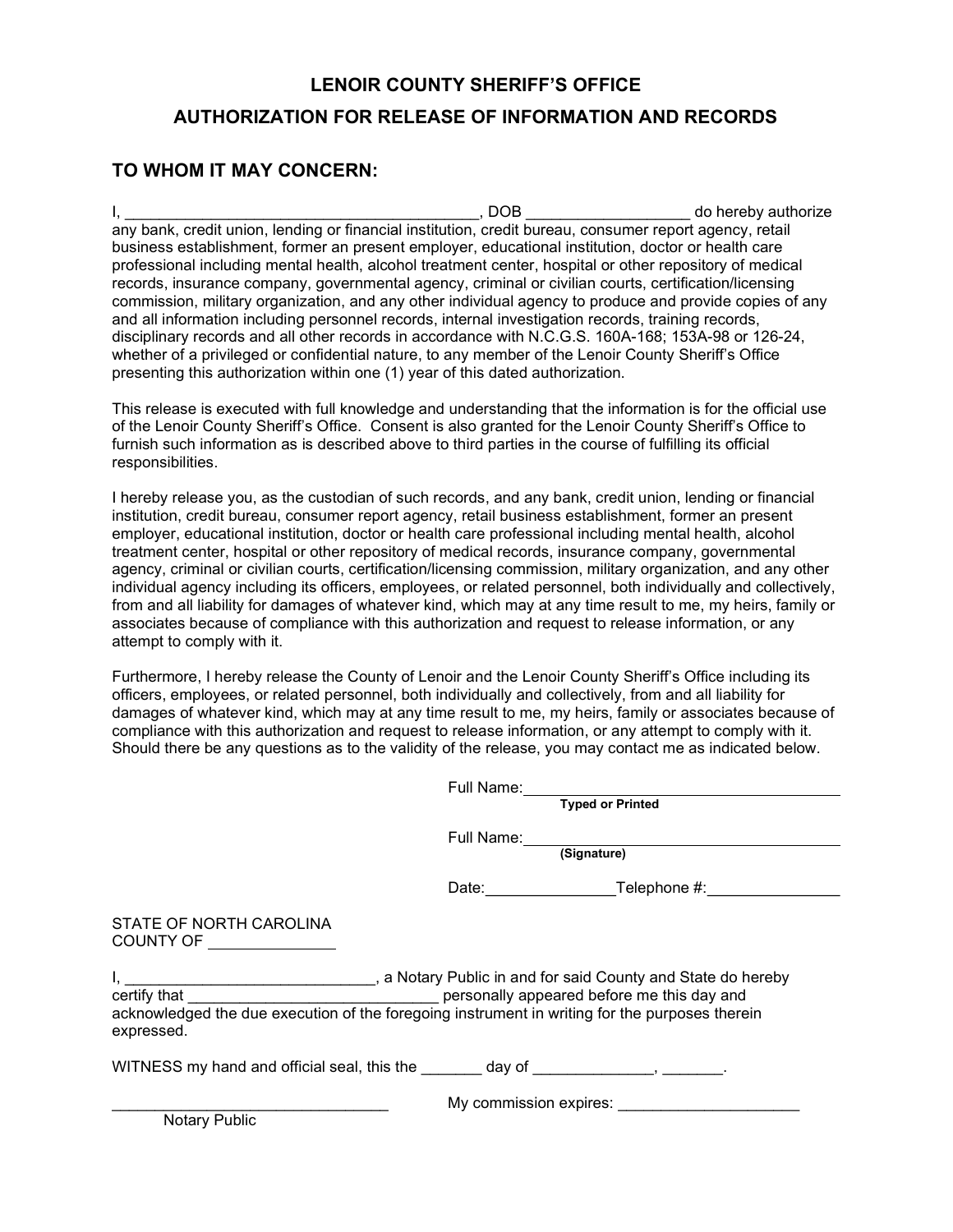# LENOIR COUNTY SHERIFF'S OFFICE

## AUTHORIZATION FOR RELEASE OF INFORMATION AND RECORDS

### TO WHOM IT MAY CONCERN:

I, ________________________________________, DOB __________________ do hereby authorize any bank, credit union, lending or financial institution, credit bureau, consumer report agency, retail business establishment, former an present employer, educational institution, doctor or health care professional including mental health, alcohol treatment center, hospital or other repository of medical records, insurance company, governmental agency, criminal or civilian courts, certification/licensing commission, military organization, and any other individual agency to produce and provide copies of any and all information including personnel records, internal investigation records, training records, disciplinary records and all other records in accordance with N.C.G.S. 160A-168; 153A-98 or 126-24, whether of a privileged or confidential nature, to any member of the Lenoir County Sheriff's Office presenting this authorization within one (1) year of this dated authorization.

This release is executed with full knowledge and understanding that the information is for the official use of the Lenoir County Sheriff's Office. Consent is also granted for the Lenoir County Sheriff's Office to furnish such information as is described above to third parties in the course of fulfilling its official responsibilities.

I hereby release you, as the custodian of such records, and any bank, credit union, lending or financial institution, credit bureau, consumer report agency, retail business establishment, former an present employer, educational institution, doctor or health care professional including mental health, alcohol treatment center, hospital or other repository of medical records, insurance company, governmental agency, criminal or civilian courts, certification/licensing commission, military organization, and any other individual agency including its officers, employees, or related personnel, both individually and collectively, from and all liability for damages of whatever kind, which may at any time result to me, my heirs, family or associates because of compliance with this authorization and request to release information, or any attempt to comply with it.

Furthermore, I hereby release the County of Lenoir and the Lenoir County Sheriff's Office including its officers, employees, or related personnel, both individually and collectively, from and all liability for damages of whatever kind, which may at any time result to me, my heirs, family or associates because of compliance with this authorization and request to release information, or any attempt to comply with it. Should there be any questions as to the validity of the release, you may contact me as indicated below.

Full Name: ______________________________________
**Typed or Printed**

Full Name: ______________________________________
**(Signature)**

Date: _______________ Telephone #: _______________

STATE OF NORTH CAROLINA
COUNTY OF _______________

I, _____________________________, a Notary Public in and for said County and State do hereby certify that _____________________________ personally appeared before me this day and acknowledged the due execution of the foregoing instrument in writing for the purposes therein expressed.

WITNESS my hand and official seal, this the _______ day of ______________, _______.

________________________________
Notary Public

My commission expires: _____________________